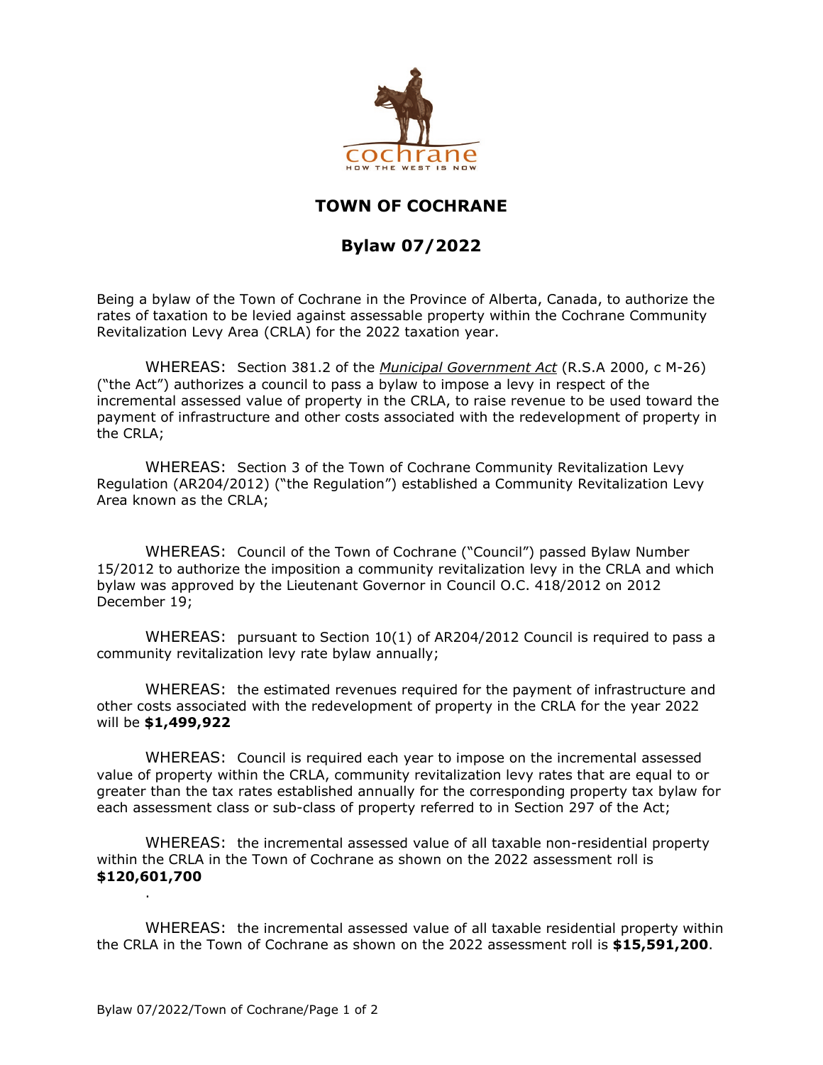# TOWN OF COCHRANE

## Bylaw 07/2022

Being a bylaw of the Town of Cochrane in the Province of Alberta, Canada, to authorize the rates of taxation to be levied against assessable property within the Cochrane Community Revitalization Levy Area (CRLA) for the 2022 taxation year.

WHEREAS: Section 381.2 of the *Municipal Government Act* (R.S.A 2000, c M-26) ("the Act") authorizes a council to pass a bylaw to impose a levy in respect of the incremental assessed value of property in the CRLA, to raise revenue to be used toward the payment of infrastructure and other costs associated with the redevelopment of property in the CRLA;

WHEREAS: Section 3 of the Town of Cochrane Community Revitalization Levy Regulation (AR204/2012) ("the Regulation") established a Community Revitalization Levy Area known as the CRLA;

WHEREAS: Council of the Town of Cochrane ("Council") passed Bylaw Number 15/2012 to authorize the imposition a community revitalization levy in the CRLA and which bylaw was approved by the Lieutenant Governor in Council O.C. 418/2012 on 2012 December 19;

WHEREAS: pursuant to Section 10(1) of AR204/2012 Council is required to pass a community revitalization levy rate bylaw annually;

WHEREAS: the estimated revenues required for the payment of infrastructure and other costs associated with the redevelopment of property in the CRLA for the year 2022 will be **$1,499,922**

WHEREAS: Council is required each year to impose on the incremental assessed value of property within the CRLA, community revitalization levy rates that are equal to or greater than the tax rates established annually for the corresponding property tax bylaw for each assessment class or sub-class of property referred to in Section 297 of the Act;

WHEREAS: the incremental assessed value of all taxable non-residential property within the CRLA in the Town of Cochrane as shown on the 2022 assessment roll is **$120,601,700**

.

WHEREAS: the incremental assessed value of all taxable residential property within the CRLA in the Town of Cochrane as shown on the 2022 assessment roll is **$15,591,200**.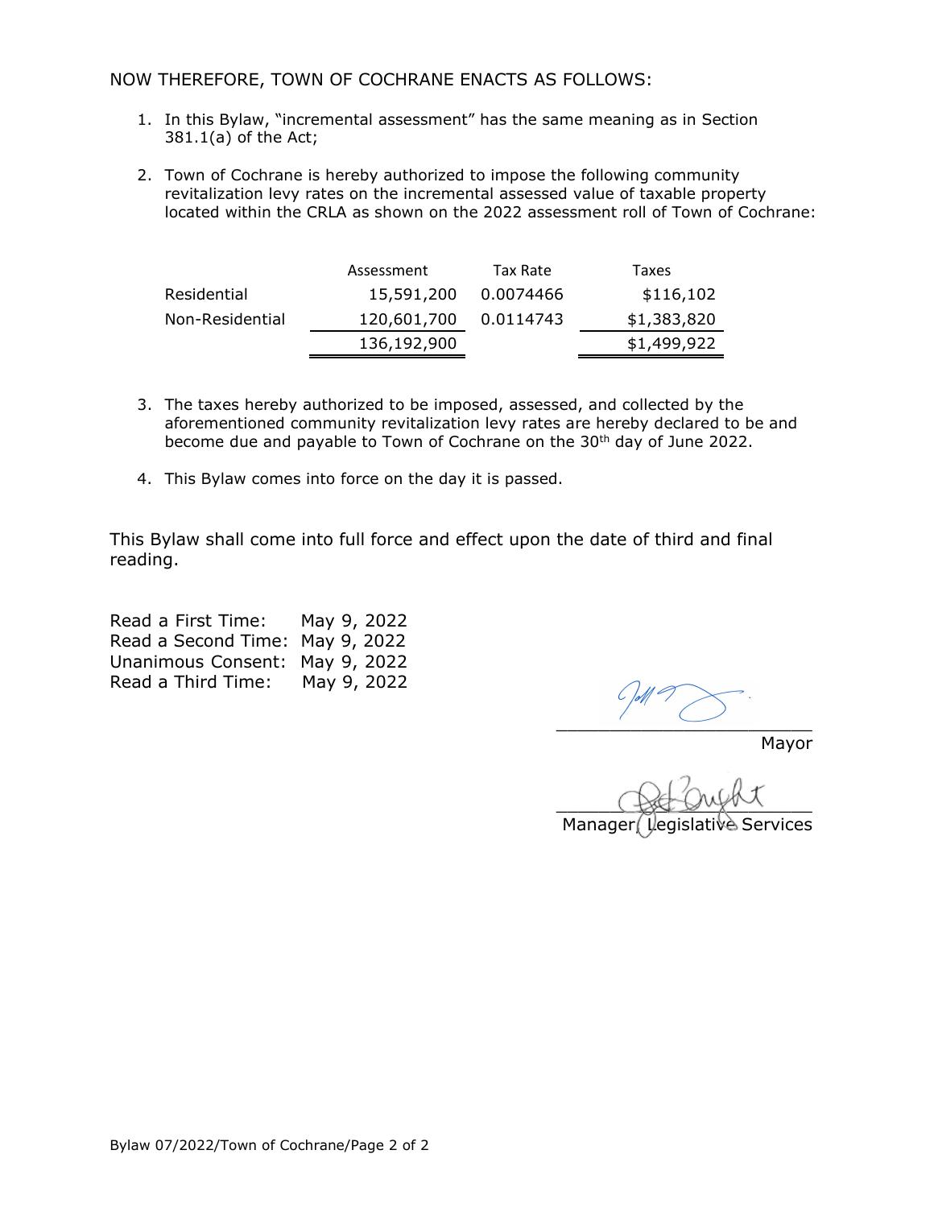NOW THEREFORE, TOWN OF COCHRANE ENACTS AS FOLLOWS:

1. In this Bylaw, "incremental assessment" has the same meaning as in Section 381.1(a) of the Act;

2. Town of Cochrane is hereby authorized to impose the following community revitalization levy rates on the incremental assessed value of taxable property located within the CRLA as shown on the 2022 assessment roll of Town of Cochrane:

| | Assessment | Tax Rate | Taxes |
|---|---|---|---|
| Residential | 15,591,200 | 0.0074466 | $116,102 |
| Non-Residential | 120,601,700 | 0.0114743 | $1,383,820 |
| | 136,192,900 | | $1,499,922 |

3. The taxes hereby authorized to be imposed, assessed, and collected by the aforementioned community revitalization levy rates are hereby declared to be and become due and payable to Town of Cochrane on the 30th day of June 2022.

4. This Bylaw comes into force on the day it is passed.

This Bylaw shall come into full force and effect upon the date of third and final reading.

Read a First Time: May 9, 2022
Read a Second Time: May 9, 2022
Unanimous Consent: May 9, 2022
Read a Third Time: May 9, 2022

Mayor

Manager, Legislative Services